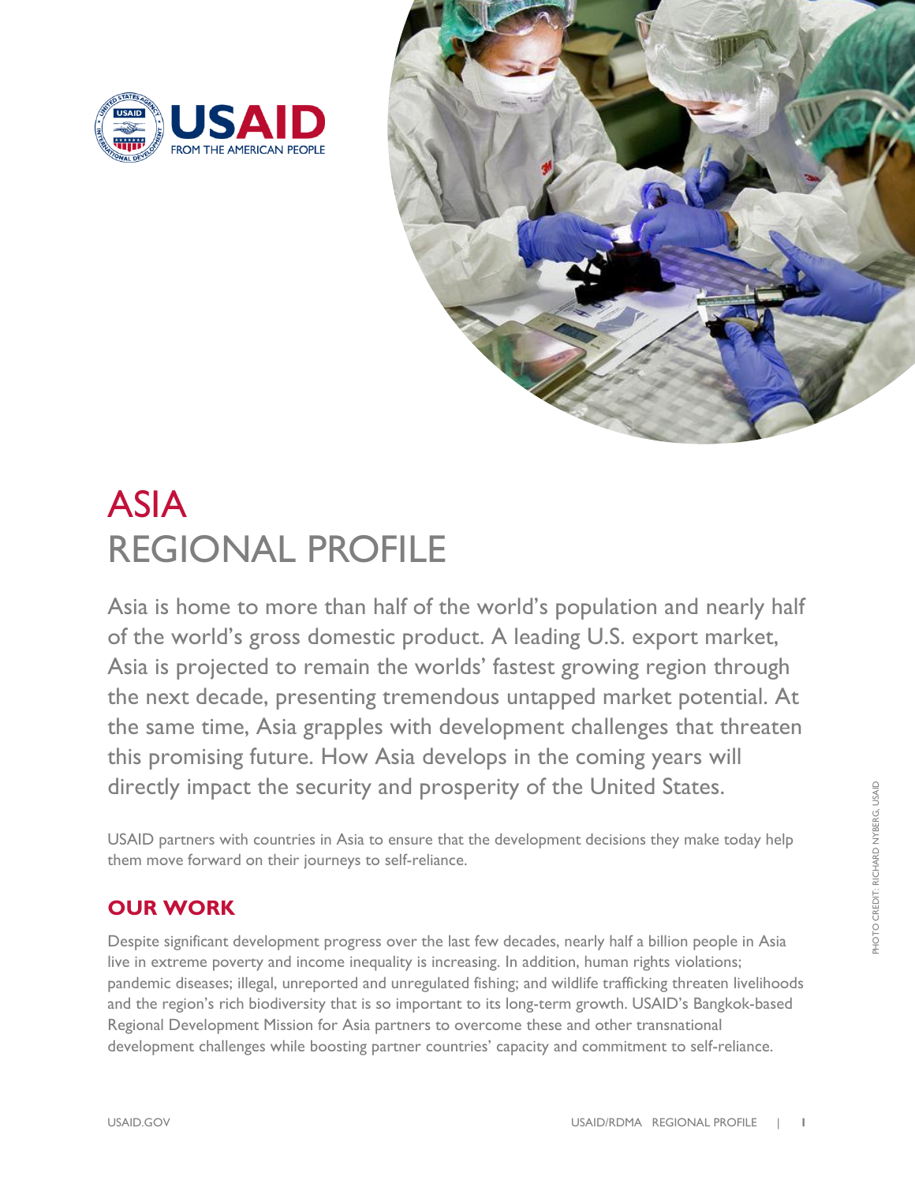# ASIA
# REGIONAL PROFILE

Asia is home to more than half of the world's population and nearly half of the world's gross domestic product. A leading U.S. export market, Asia is projected to remain the worlds' fastest growing region through the next decade, presenting tremendous untapped market potential. At the same time, Asia grapples with development challenges that threaten this promising future. How Asia develops in the coming years will directly impact the security and prosperity of the United States.

USAID partners with countries in Asia to ensure that the development decisions they make today help them move forward on their journeys to self-reliance.

PHOTO CREDIT: RICHARD NYBERG, USAID

## OUR WORK

Despite significant development progress over the last few decades, nearly half a billion people in Asia live in extreme poverty and income inequality is increasing. In addition, human rights violations; pandemic diseases; illegal, unreported and unregulated fishing; and wildlife trafficking threaten livelihoods and the region's rich biodiversity that is so important to its long-term growth. USAID's Bangkok-based Regional Development Mission for Asia partners to overcome these and other transnational development challenges while boosting partner countries' capacity and commitment to self-reliance.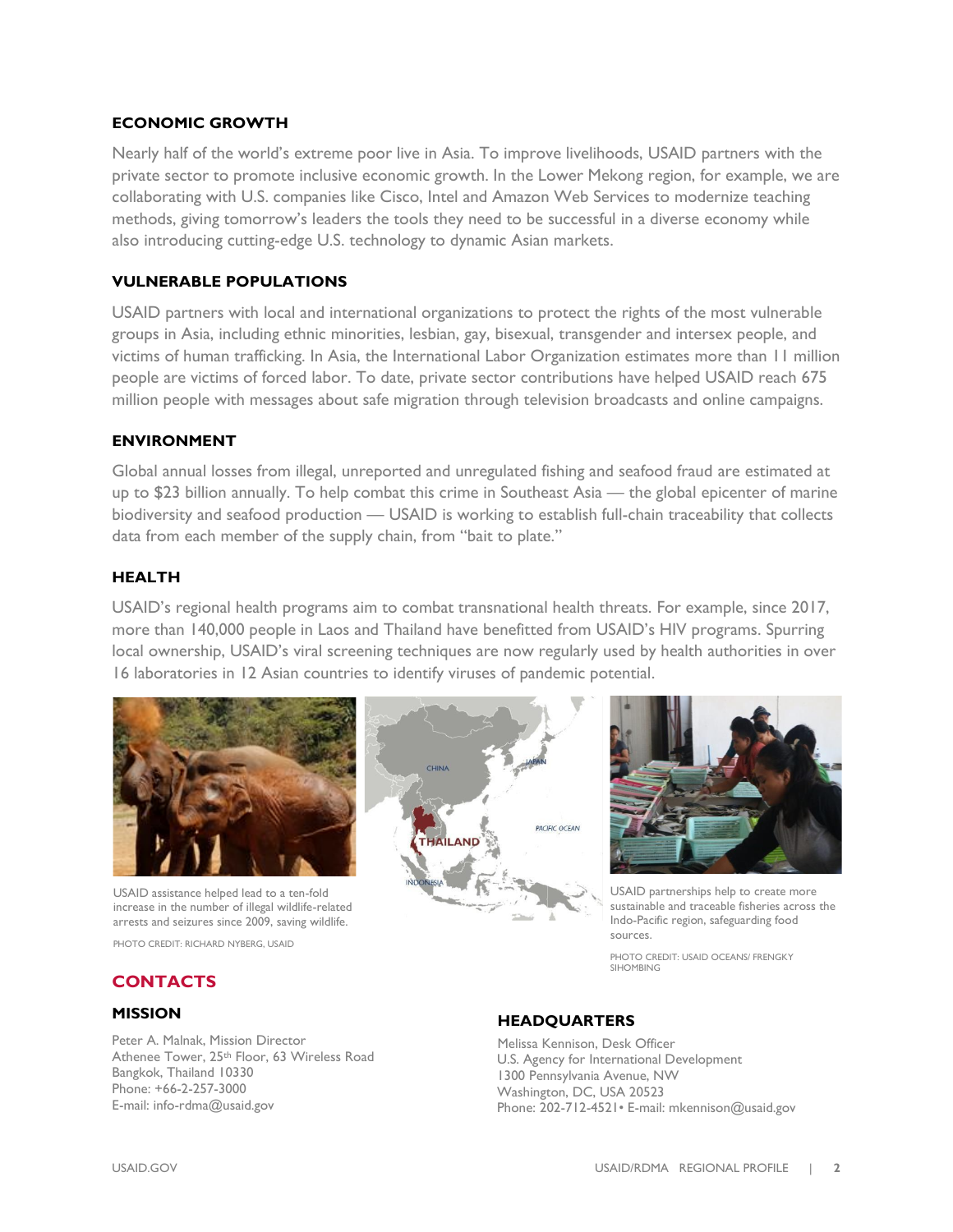## ECONOMIC GROWTH

Nearly half of the world's extreme poor live in Asia. To improve livelihoods, USAID partners with the private sector to promote inclusive economic growth. In the Lower Mekong region, for example, we are collaborating with U.S. companies like Cisco, Intel and Amazon Web Services to modernize teaching methods, giving tomorrow's leaders the tools they need to be successful in a diverse economy while also introducing cutting-edge U.S. technology to dynamic Asian markets.

## VULNERABLE POPULATIONS

USAID partners with local and international organizations to protect the rights of the most vulnerable groups in Asia, including ethnic minorities, lesbian, gay, bisexual, transgender and intersex people, and victims of human trafficking. In Asia, the International Labor Organization estimates more than 11 million people are victims of forced labor. To date, private sector contributions have helped USAID reach 675 million people with messages about safe migration through television broadcasts and online campaigns.

## ENVIRONMENT

Global annual losses from illegal, unreported and unregulated fishing and seafood fraud are estimated at up to $23 billion annually. To help combat this crime in Southeast Asia — the global epicenter of marine biodiversity and seafood production — USAID is working to establish full-chain traceability that collects data from each member of the supply chain, from "bait to plate."

## HEALTH

USAID's regional health programs aim to combat transnational health threats. For example, since 2017, more than 140,000 people in Laos and Thailand have benefitted from USAID's HIV programs. Spurring local ownership, USAID's viral screening techniques are now regularly used by health authorities in over 16 laboratories in 12 Asian countries to identify viruses of pandemic potential.

USAID assistance helped lead to a ten-fold increase in the number of illegal wildlife-related arrests and seizures since 2009, saving wildlife.

PHOTO CREDIT: RICHARD NYBERG, USAID

CHINA
JAPAN
PACIFIC OCEAN
THAILAND
INDONESIA

USAID partnerships help to create more sustainable and traceable fisheries across the Indo-Pacific region, safeguarding food sources.

PHOTO CREDIT: USAID OCEANS/ FRENGKY SIHOMBING

# CONTACTS

## MISSION

Peter A. Malnak, Mission Director
Athenee Tower, 25th Floor, 63 Wireless Road
Bangkok, Thailand 10330
Phone: +66-2-257-3000
E-mail: info-rdma@usaid.gov

## HEADQUARTERS

Melissa Kennison, Desk Officer
U.S. Agency for International Development
1300 Pennsylvania Avenue, NW
Washington, DC, USA 20523
Phone: 202-712-4521• E-mail: mkennison@usaid.gov